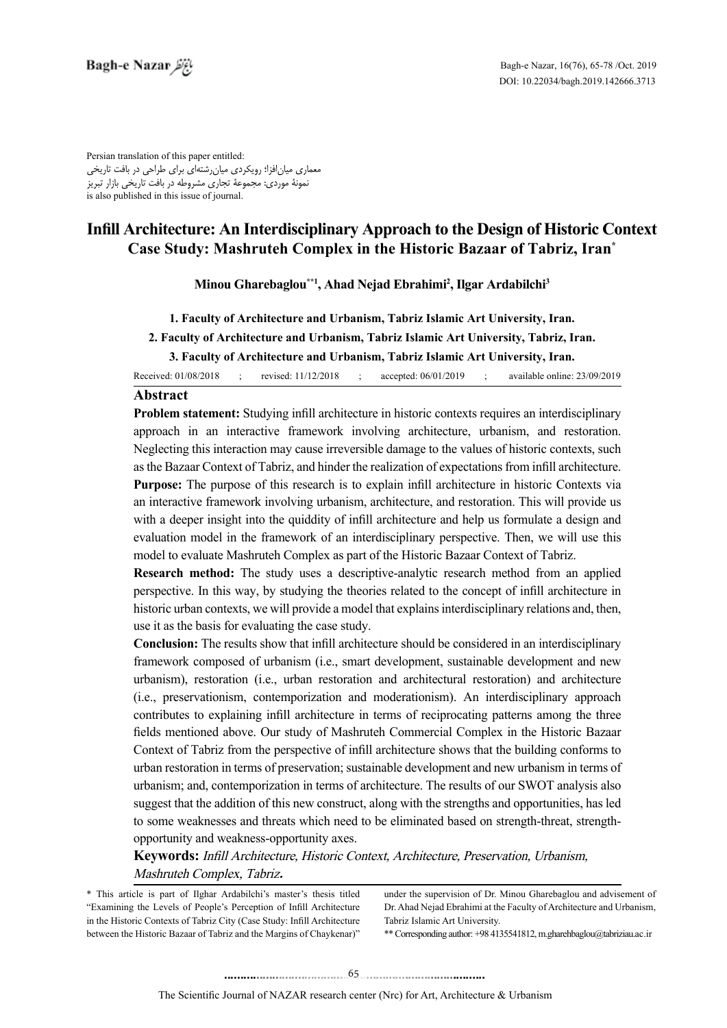Persian translation of this paper entitled:
معماری میان‌افزا؛ رویکردی میان‌رشته‌ای برای طراحی در بافت تاریخی
نمونهٔ موردی: مجموعهٔ تجاری مشروطه در بافت تاریخی بازار تبریز
is also published in this issue of journal.

# Infill Architecture: An Interdisciplinary Approach to the Design of Historic Context
## Case Study: Mashruteh Complex in the Historic Bazaar of Tabriz, Iran*

**Minou Gharebaglou**[**1], **Ahad Nejad Ebrahimi**[2], **Ilgar Ardabilchi**[3]

**1. Faculty of Architecture and Urbanism, Tabriz Islamic Art University, Iran.**

**2. Faculty of Architecture and Urbanism, Tabriz Islamic Art University, Tabriz, Iran.**

**3. Faculty of Architecture and Urbanism, Tabriz Islamic Art University, Iran.**

Received: 01/08/2018 ; revised: 11/12/2018 ; accepted: 06/01/2019 ; available online: 23/09/2019

## Abstract

**Problem statement:** Studying infill architecture in historic contexts requires an interdisciplinary approach in an interactive framework involving architecture, urbanism, and restoration. Neglecting this interaction may cause irreversible damage to the values of historic contexts, such as the Bazaar Context of Tabriz, and hinder the realization of expectations from infill architecture.

**Purpose:** The purpose of this research is to explain infill architecture in historic Contexts via an interactive framework involving urbanism, architecture, and restoration. This will provide us with a deeper insight into the quiddity of infill architecture and help us formulate a design and evaluation model in the framework of an interdisciplinary perspective. Then, we will use this model to evaluate Mashruteh Complex as part of the Historic Bazaar Context of Tabriz.

**Research method:** The study uses a descriptive-analytic research method from an applied perspective. In this way, by studying the theories related to the concept of infill architecture in historic urban contexts, we will provide a model that explains interdisciplinary relations and, then, use it as the basis for evaluating the case study.

**Conclusion:** The results show that infill architecture should be considered in an interdisciplinary framework composed of urbanism (i.e., smart development, sustainable development and new urbanism), restoration (i.e., urban restoration and architectural restoration) and architecture (i.e., preservationism, contemporization and moderationism). An interdisciplinary approach contributes to explaining infill architecture in terms of reciprocating patterns among the three fields mentioned above. Our study of Mashruteh Commercial Complex in the Historic Bazaar Context of Tabriz from the perspective of infill architecture shows that the building conforms to urban restoration in terms of preservation; sustainable development and new urbanism in terms of urbanism; and, contemporization in terms of architecture. The results of our SWOT analysis also suggest that the addition of this new construct, along with the strengths and opportunities, has led to some weaknesses and threats which need to be eliminated based on strength-threat, strength-opportunity and weakness-opportunity axes.

**Keywords:** *Infill Architecture, Historic Context, Architecture, Preservation, Urbanism, Mashruteh Complex, Tabriz.*

---

\* This article is part of Ilghar Ardabilchi's master's thesis titled "Examining the Levels of People's Perception of Infill Architecture in the Historic Contexts of Tabriz City (Case Study: Infill Architecture between the Historic Bazaar of Tabriz and the Margins of Chaykenar)" under the supervision of Dr. Minou Gharebaglou and advisement of Dr. Ahad Nejad Ebrahimi at the Faculty of Architecture and Urbanism, Tabriz Islamic Art University.

\*\* Corresponding author: +98 4135541812, m.gharehbaglou@tabriziau.ac.ir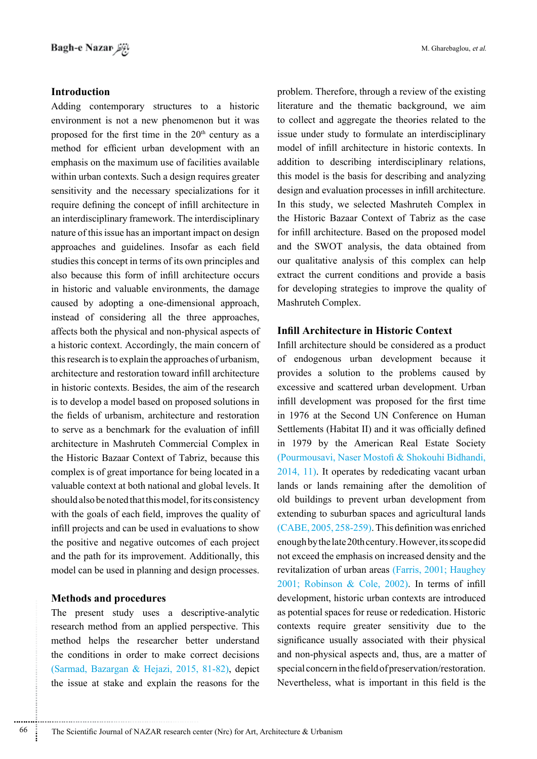## Introduction

Adding contemporary structures to a historic environment is not a new phenomenon but it was proposed for the first time in the 20th century as a method for efficient urban development with an emphasis on the maximum use of facilities available within urban contexts. Such a design requires greater sensitivity and the necessary specializations for it require defining the concept of infill architecture in an interdisciplinary framework. The interdisciplinary nature of this issue has an important impact on design approaches and guidelines. Insofar as each field studies this concept in terms of its own principles and also because this form of infill architecture occurs in historic and valuable environments, the damage caused by adopting a one-dimensional approach, instead of considering all the three approaches, affects both the physical and non-physical aspects of a historic context. Accordingly, the main concern of this research is to explain the approaches of urbanism, architecture and restoration toward infill architecture in historic contexts. Besides, the aim of the research is to develop a model based on proposed solutions in the fields of urbanism, architecture and restoration to serve as a benchmark for the evaluation of infill architecture in Mashruteh Commercial Complex in the Historic Bazaar Context of Tabriz, because this complex is of great importance for being located in a valuable context at both national and global levels. It should also be noted that this model, for its consistency with the goals of each field, improves the quality of infill projects and can be used in evaluations to show the positive and negative outcomes of each project and the path for its improvement. Additionally, this model can be used in planning and design processes.

## Methods and procedures

The present study uses a descriptive-analytic research method from an applied perspective. This method helps the researcher better understand the conditions in order to make correct decisions (Sarmad, Bazargan & Hejazi, 2015, 81-82), depict the issue at stake and explain the reasons for the problem. Therefore, through a review of the existing literature and the thematic background, we aim to collect and aggregate the theories related to the issue under study to formulate an interdisciplinary model of infill architecture in historic contexts. In addition to describing interdisciplinary relations, this model is the basis for describing and analyzing design and evaluation processes in infill architecture. In this study, we selected Mashruteh Complex in the Historic Bazaar Context of Tabriz as the case for infill architecture. Based on the proposed model and the SWOT analysis, the data obtained from our qualitative analysis of this complex can help extract the current conditions and provide a basis for developing strategies to improve the quality of Mashruteh Complex.

## Infill Architecture in Historic Context

Infill architecture should be considered as a product of endogenous urban development because it provides a solution to the problems caused by excessive and scattered urban development. Urban infill development was proposed for the first time in 1976 at the Second UN Conference on Human Settlements (Habitat II) and it was officially defined in 1979 by the American Real Estate Society (Pourmousavi, Naser Mostofi & Shokouhi Bidhandi, 2014, 11). It operates by rededicating vacant urban lands or lands remaining after the demolition of old buildings to prevent urban development from extending to suburban spaces and agricultural lands (CABE, 2005, 258-259). This definition was enriched enough by the late 20th century. However, its scope did not exceed the emphasis on increased density and the revitalization of urban areas (Farris, 2001; Haughey 2001; Robinson & Cole, 2002). In terms of infill development, historic urban contexts are introduced as potential spaces for reuse or rededication. Historic contexts require greater sensitivity due to the significance usually associated with their physical and non-physical aspects and, thus, are a matter of special concern in the field of preservation/restoration. Nevertheless, what is important in this field is the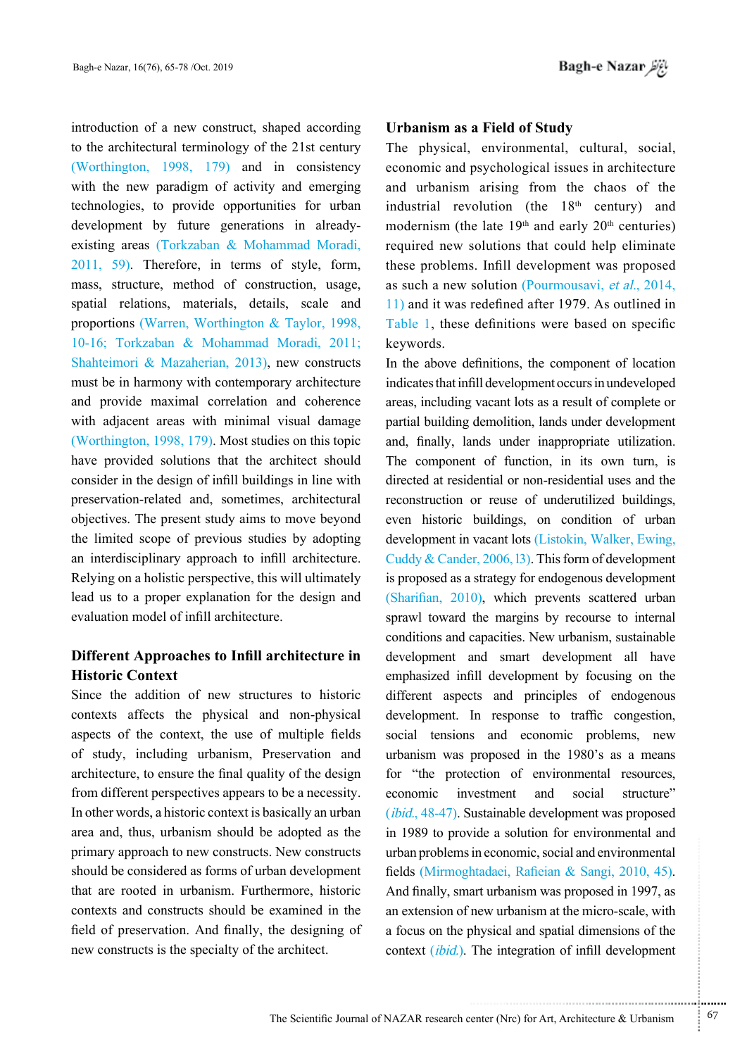introduction of a new construct, shaped according to the architectural terminology of the 21st century (Worthington, 1998, 179) and in consistency with the new paradigm of activity and emerging technologies, to provide opportunities for urban development by future generations in already-existing areas (Torkzaban & Mohammad Moradi, 2011, 59). Therefore, in terms of style, form, mass, structure, method of construction, usage, spatial relations, materials, details, scale and proportions (Warren, Worthington & Taylor, 1998, 10-16; Torkzaban & Mohammad Moradi, 2011; Shahteimori & Mazaherian, 2013), new constructs must be in harmony with contemporary architecture and provide maximal correlation and coherence with adjacent areas with minimal visual damage (Worthington, 1998, 179). Most studies on this topic have provided solutions that the architect should consider in the design of infill buildings in line with preservation-related and, sometimes, architectural objectives. The present study aims to move beyond the limited scope of previous studies by adopting an interdisciplinary approach to infill architecture. Relying on a holistic perspective, this will ultimately lead us to a proper explanation for the design and evaluation model of infill architecture.

## Different Approaches to Infill architecture in Historic Context

Since the addition of new structures to historic contexts affects the physical and non-physical aspects of the context, the use of multiple fields of study, including urbanism, Preservation and architecture, to ensure the final quality of the design from different perspectives appears to be a necessity. In other words, a historic context is basically an urban area and, thus, urbanism should be adopted as the primary approach to new constructs. New constructs should be considered as forms of urban development that are rooted in urbanism. Furthermore, historic contexts and constructs should be examined in the field of preservation. And finally, the designing of new constructs is the specialty of the architect.

## Urbanism as a Field of Study

The physical, environmental, cultural, social, economic and psychological issues in architecture and urbanism arising from the chaos of the industrial revolution (the 18th century) and modernism (the late 19th and early 20th centuries) required new solutions that could help eliminate these problems. Infill development was proposed as such a new solution (Pourmousavi, *et al.*, 2014, 11) and it was redefined after 1979. As outlined in Table 1, these definitions were based on specific keywords.

In the above definitions, the component of location indicates that infill development occurs in undeveloped areas, including vacant lots as a result of complete or partial building demolition, lands under development and, finally, lands under inappropriate utilization. The component of function, in its own turn, is directed at residential or non-residential uses and the reconstruction or reuse of underutilized buildings, even historic buildings, on condition of urban development in vacant lots (Listokin, Walker, Ewing, Cuddy & Cander, 2006, l3). This form of development is proposed as a strategy for endogenous development (Sharifian, 2010), which prevents scattered urban sprawl toward the margins by recourse to internal conditions and capacities. New urbanism, sustainable development and smart development all have emphasized infill development by focusing on the different aspects and principles of endogenous development. In response to traffic congestion, social tensions and economic problems, new urbanism was proposed in the 1980's as a means for "the protection of environmental resources, economic investment and social structure" (*ibid.*, 48-47). Sustainable development was proposed in 1989 to provide a solution for environmental and urban problems in economic, social and environmental fields (Mirmoghtadaei, Rafieian & Sangi, 2010, 45). And finally, smart urbanism was proposed in 1997, as an extension of new urbanism at the micro-scale, with a focus on the physical and spatial dimensions of the context (*ibid.*). The integration of infill development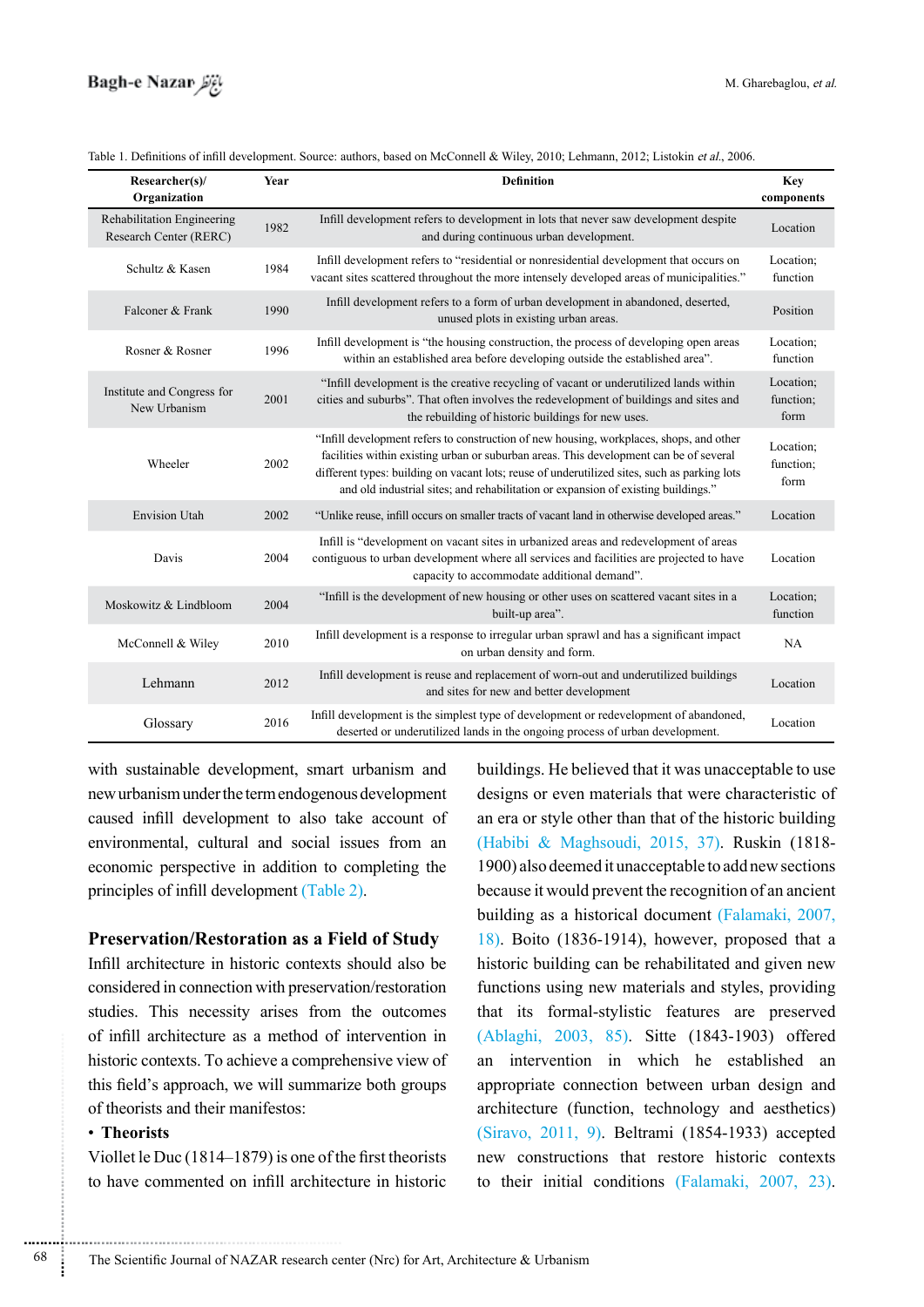Table 1. Definitions of infill development. Source: authors, based on McConnell & Wiley, 2010; Lehmann, 2012; Listokin *et al*., 2006.

| Researcher(s)/ Organization | Year | Definition | Key components |
|---|---|---|---|
| Rehabilitation Engineering Research Center (RERC) | 1982 | Infill development refers to development in lots that never saw development despite and during continuous urban development. | Location |
| Schultz & Kasen | 1984 | Infill development refers to "residential or nonresidential development that occurs on vacant sites scattered throughout the more intensely developed areas of municipalities." | Location; function |
| Falconer & Frank | 1990 | Infill development refers to a form of urban development in abandoned, deserted, unused plots in existing urban areas. | Position |
| Rosner & Rosner | 1996 | Infill development is "the housing construction, the process of developing open areas within an established area before developing outside the established area". | Location; function |
| Institute and Congress for New Urbanism | 2001 | "Infill development is the creative recycling of vacant or underutilized lands within cities and suburbs". That often involves the redevelopment of buildings and sites and the rebuilding of historic buildings for new uses. | Location; function; form |
| Wheeler | 2002 | "Infill development refers to construction of new housing, workplaces, shops, and other facilities within existing urban or suburban areas. This development can be of several different types: building on vacant lots; reuse of underutilized sites, such as parking lots and old industrial sites; and rehabilitation or expansion of existing buildings." | Location; function; form |
| Envision Utah | 2002 | "Unlike reuse, infill occurs on smaller tracts of vacant land in otherwise developed areas." | Location |
| Davis | 2004 | Infill is "development on vacant sites in urbanized areas and redevelopment of areas contiguous to urban development where all services and facilities are projected to have capacity to accommodate additional demand". | Location |
| Moskowitz & Lindbloom | 2004 | "Infill is the development of new housing or other uses on scattered vacant sites in a built-up area". | Location; function |
| McConnell & Wiley | 2010 | Infill development is a response to irregular urban sprawl and has a significant impact on urban density and form. | NA |
| Lehmann | 2012 | Infill development is reuse and replacement of worn-out and underutilized buildings and sites for new and better development | Location |
| Glossary | 2016 | Infill development is the simplest type of development or redevelopment of abandoned, deserted or underutilized lands in the ongoing process of urban development. | Location |

with sustainable development, smart urbanism and new urbanism under the term endogenous development caused infill development to also take account of environmental, cultural and social issues from an economic perspective in addition to completing the principles of infill development (Table 2).

## Preservation/Restoration as a Field of Study

Infill architecture in historic contexts should also be considered in connection with preservation/restoration studies. This necessity arises from the outcomes of infill architecture as a method of intervention in historic contexts. To achieve a comprehensive view of this field's approach, we will summarize both groups of theorists and their manifestos:

- **Theorists**

Viollet le Duc (1814–1879) is one of the first theorists to have commented on infill architecture in historic buildings. He believed that it was unacceptable to use designs or even materials that were characteristic of an era or style other than that of the historic building (Habibi & Maghsoudi, 2015, 37). Ruskin (1818-1900) also deemed it unacceptable to add new sections because it would prevent the recognition of an ancient building as a historical document (Falamaki, 2007, 18). Boito (1836-1914), however, proposed that a historic building can be rehabilitated and given new functions using new materials and styles, providing that its formal-stylistic features are preserved (Ablaghi, 2003, 85). Sitte (1843-1903) offered an intervention in which he established an appropriate connection between urban design and architecture (function, technology and aesthetics) (Siravo, 2011, 9). Beltrami (1854-1933) accepted new constructions that restore historic contexts to their initial conditions (Falamaki, 2007, 23).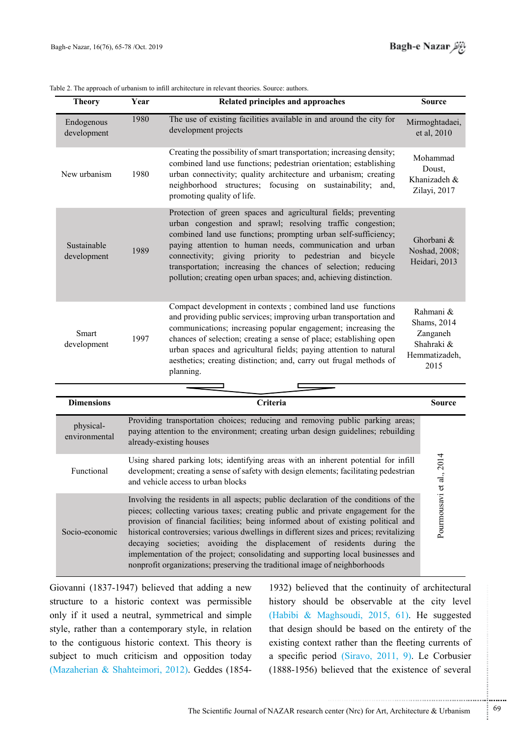Table 2. The approach of urbanism to infill architecture in relevant theories. Source: authors.

| Theory | Year | Related principles and approaches | Source |
|---|---|---|---|
| Endogenous development | 1980 | The use of existing facilities available in and around the city for development projects | Mirmoghtadaei, et al, 2010 |
| New urbanism | 1980 | Creating the possibility of smart transportation; increasing density; combined land use functions; pedestrian orientation; establishing urban connectivity; quality architecture and urbanism; creating neighborhood structures; focusing on sustainability; and, promoting quality of life. | Mohammad Doust, Khanizadeh & Zilayi, 2017 |
| Sustainable development | 1989 | Protection of green spaces and agricultural fields; preventing urban congestion and sprawl; resolving traffic congestion; combined land use functions; prompting urban self-sufficiency; paying attention to human needs, communication and urban connectivity; giving priority to pedestrian and bicycle transportation; increasing the chances of selection; reducing pollution; creating open urban spaces; and, achieving distinction. | Ghorbani & Noshad, 2008; Heidari, 2013 |
| Smart development | 1997 | Compact development in contexts ; combined land use functions and providing public services; improving urban transportation and communications; increasing popular engagement; increasing the chances of selection; creating a sense of place; establishing open urban spaces and agricultural fields; paying attention to natural aesthetics; creating distinction; and, carry out frugal methods of planning. | Rahmani & Shams, 2014 Zanganeh Shahraki & Hemmatizadeh, 2015 |

| Dimensions | Criteria | Source |
|---|---|---|
| physical-environmental | Providing transportation choices; reducing and removing public parking areas; paying attention to the environment; creating urban design guidelines; rebuilding already-existing houses | Pourmousavi et al., 2014 |
| Functional | Using shared parking lots; identifying areas with an inherent potential for infill development; creating a sense of safety with design elements; facilitating pedestrian and vehicle access to urban blocks | |
| Socio-economic | Involving the residents in all aspects; public declaration of the conditions of the pieces; collecting various taxes; creating public and private engagement for the provision of financial facilities; being informed about of existing political and historical controversies; various dwellings in different sizes and prices; revitalizing decaying societies; avoiding the displacement of residents during the implementation of the project; consolidating and supporting local businesses and nonprofit organizations; preserving the traditional image of neighborhoods | |

Giovanni (1837-1947) believed that adding a new structure to a historic context was permissible only if it used a neutral, symmetrical and simple style, rather than a contemporary style, in relation to the contiguous historic context. This theory is subject to much criticism and opposition today (Mazaherian & Shahteimori, 2012). Geddes (1854-1932) believed that the continuity of architectural history should be observable at the city level (Habibi & Maghsoudi, 2015, 61). He suggested that design should be based on the entirety of the existing context rather than the fleeting currents of a specific period (Siravo, 2011, 9). Le Corbusier (1888-1956) believed that the existence of several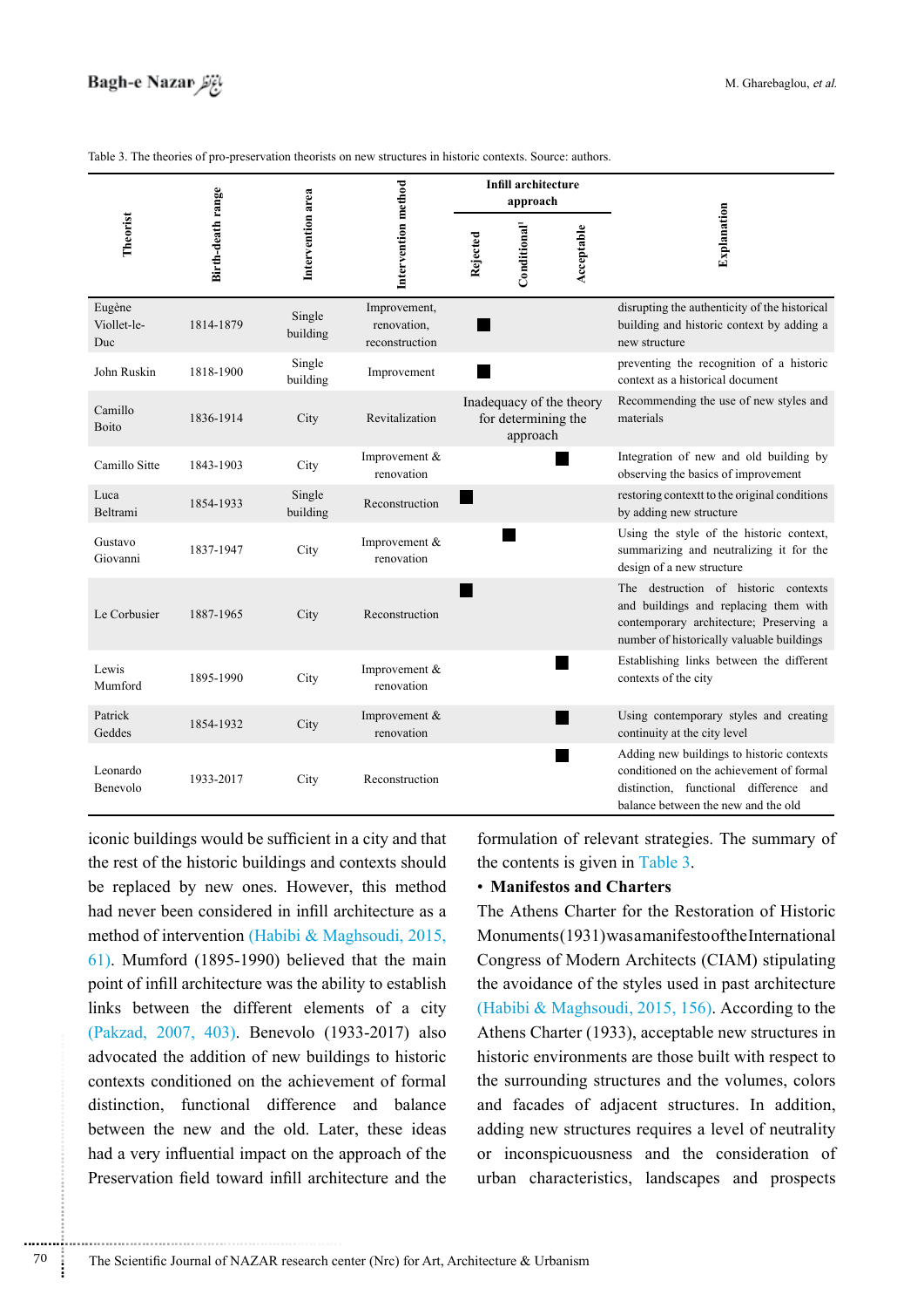Table 3. The theories of pro-preservation theorists on new structures in historic contexts. Source: authors.

| Theorist | Birth-death range | Intervention area | Intervention method | Infill architecture approach | | | Explanation |
|---|---|---|---|---|---|---|---|
| | | | | Rejected | Conditional[1] | Acceptable | |
| Eugène Viollet-le-Duc | 1814-1879 | Single building | Improvement, renovation, reconstruction | ■ | | | disrupting the authenticity of the historical building and historic context by adding a new structure |
| John Ruskin | 1818-1900 | Single building | Improvement | ■ | | | preventing the recognition of a historic context as a historical document |
| Camillo Boito | 1836-1914 | City | Revitalization | Inadequacy of the theory for determining the approach | | | Recommending the use of new styles and materials |
| Camillo Sitte | 1843-1903 | City | Improvement & renovation | | | ■ | Integration of new and old building by observing the basics of improvement |
| Luca Beltrami | 1854-1933 | Single building | Reconstruction | ■ | | | restoring contextt to the original conditions by adding new structure |
| Gustavo Giovanni | 1837-1947 | City | Improvement & renovation | | ■ | | Using the style of the historic context, summarizing and neutralizing it for the design of a new structure |
| Le Corbusier | 1887-1965 | City | Reconstruction | ■ | | | The destruction of historic contexts and buildings and replacing them with contemporary architecture; Preserving a number of historically valuable buildings |
| Lewis Mumford | 1895-1990 | City | Improvement & renovation | | | ■ | Establishing links between the different contexts of the city |
| Patrick Geddes | 1854-1932 | City | Improvement & renovation | | | ■ | Using contemporary styles and creating continuity at the city level |
| Leonardo Benevolo | 1933-2017 | City | Reconstruction | | | ■ | Adding new buildings to historic contexts conditioned on the achievement of formal distinction, functional difference and balance between the new and the old |

iconic buildings would be sufficient in a city and that the rest of the historic buildings and contexts should be replaced by new ones. However, this method had never been considered in infill architecture as a method of intervention (Habibi & Maghsoudi, 2015, 61). Mumford (1895-1990) believed that the main point of infill architecture was the ability to establish links between the different elements of a city (Pakzad, 2007, 403). Benevolo (1933-2017) also advocated the addition of new buildings to historic contexts conditioned on the achievement of formal distinction, functional difference and balance between the new and the old. Later, these ideas had a very influential impact on the approach of the Preservation field toward infill architecture and the formulation of relevant strategies. The summary of the contents is given in Table 3.

- **Manifestos and Charters**

The Athens Charter for the Restoration of Historic Monuments(1931) was a manifesto of the International Congress of Modern Architects (CIAM) stipulating the avoidance of the styles used in past architecture (Habibi & Maghsoudi, 2015, 156). According to the Athens Charter (1933), acceptable new structures in historic environments are those built with respect to the surrounding structures and the volumes, colors and facades of adjacent structures. In addition, adding new structures requires a level of neutrality or inconspicuousness and the consideration of urban characteristics, landscapes and prospects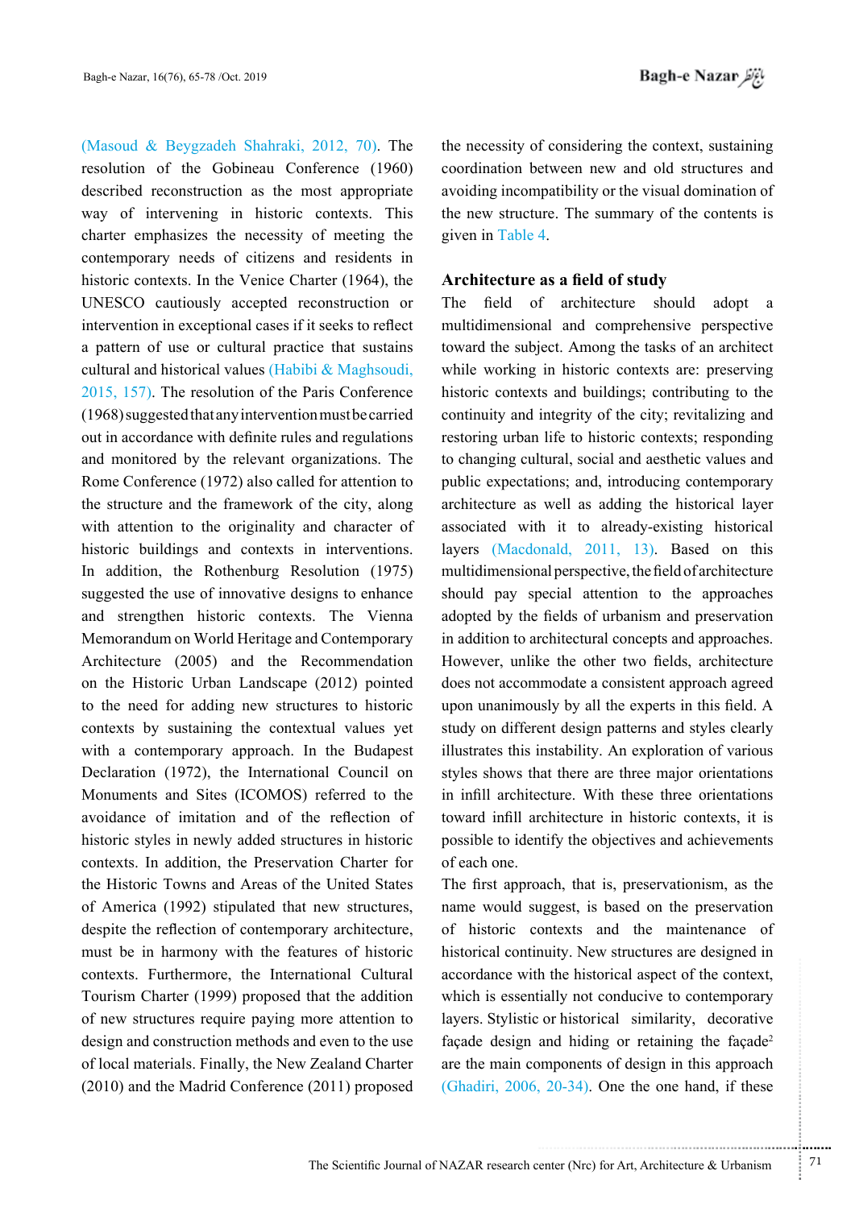(Masoud & Beygzadeh Shahraki, 2012, 70). The resolution of the Gobineau Conference (1960) described reconstruction as the most appropriate way of intervening in historic contexts. This charter emphasizes the necessity of meeting the contemporary needs of citizens and residents in historic contexts. In the Venice Charter (1964), the UNESCO cautiously accepted reconstruction or intervention in exceptional cases if it seeks to reflect a pattern of use or cultural practice that sustains cultural and historical values (Habibi & Maghsoudi, 2015, 157). The resolution of the Paris Conference (1968) suggested that any intervention must be carried out in accordance with definite rules and regulations and monitored by the relevant organizations. The Rome Conference (1972) also called for attention to the structure and the framework of the city, along with attention to the originality and character of historic buildings and contexts in interventions. In addition, the Rothenburg Resolution (1975) suggested the use of innovative designs to enhance and strengthen historic contexts. The Vienna Memorandum on World Heritage and Contemporary Architecture (2005) and the Recommendation on the Historic Urban Landscape (2012) pointed to the need for adding new structures to historic contexts by sustaining the contextual values yet with a contemporary approach. In the Budapest Declaration (1972), the International Council on Monuments and Sites (ICOMOS) referred to the avoidance of imitation and of the reflection of historic styles in newly added structures in historic contexts. In addition, the Preservation Charter for the Historic Towns and Areas of the United States of America (1992) stipulated that new structures, despite the reflection of contemporary architecture, must be in harmony with the features of historic contexts. Furthermore, the International Cultural Tourism Charter (1999) proposed that the addition of new structures require paying more attention to design and construction methods and even to the use of local materials. Finally, the New Zealand Charter (2010) and the Madrid Conference (2011) proposed the necessity of considering the context, sustaining coordination between new and old structures and avoiding incompatibility or the visual domination of the new structure. The summary of the contents is given in Table 4.

## Architecture as a field of study

The field of architecture should adopt a multidimensional and comprehensive perspective toward the subject. Among the tasks of an architect while working in historic contexts are: preserving historic contexts and buildings; contributing to the continuity and integrity of the city; revitalizing and restoring urban life to historic contexts; responding to changing cultural, social and aesthetic values and public expectations; and, introducing contemporary architecture as well as adding the historical layer associated with it to already-existing historical layers (Macdonald, 2011, 13). Based on this multidimensional perspective, the field of architecture should pay special attention to the approaches adopted by the fields of urbanism and preservation in addition to architectural concepts and approaches. However, unlike the other two fields, architecture does not accommodate a consistent approach agreed upon unanimously by all the experts in this field. A study on different design patterns and styles clearly illustrates this instability. An exploration of various styles shows that there are three major orientations in infill architecture. With these three orientations toward infill architecture in historic contexts, it is possible to identify the objectives and achievements of each one.

The first approach, that is, preservationism, as the name would suggest, is based on the preservation of historic contexts and the maintenance of historical continuity. New structures are designed in accordance with the historical aspect of the context, which is essentially not conducive to contemporary layers. Stylistic or historical similarity, decorative façade design and hiding or retaining the façade[2] are the main components of design in this approach (Ghadiri, 2006, 20-34). One the one hand, if these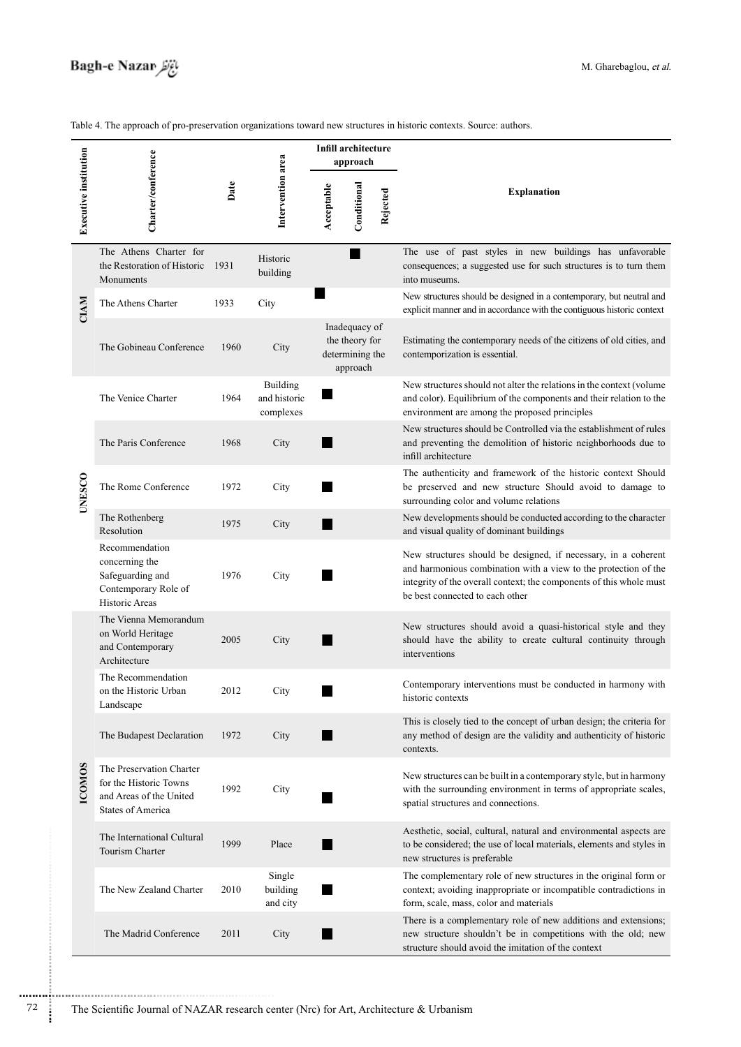Table 4. The approach of pro-preservation organizations toward new structures in historic contexts. Source: authors.

| Executive institution | Charter/conference | Date | Intervention area | Infill architecture approach | | | Explanation |
|---|---|---|---|---|---|---|---|
| | | | | Acceptable | Conditional | Rejected | |
| CIAM | The Athens Charter for the Restoration of Historic Monuments | 1931 | Historic building | | ■ | | The use of past styles in new buildings has unfavorable consequences; a suggested use for such structures is to turn them into museums. |
| | The Athens Charter | 1933 | City | ■ | | | New structures should be designed in a contemporary, but neutral and explicit manner and in accordance with the contiguous historic context |
| | The Gobineau Conference | 1960 | City | Inadequacy of the theory for determining the approach | | | Estimating the contemporary needs of the citizens of old cities, and contemporization is essential. |
| UNESCO | The Venice Charter | 1964 | Building and historic complexes | ■ | | | New structures should not alter the relations in the context (volume and color). Equilibrium of the components and their relation to the environment are among the proposed principles |
| | The Paris Conference | 1968 | City | ■ | | | New structures should be Controlled via the establishment of rules and preventing the demolition of historic neighborhoods due to infill architecture |
| | The Rome Conference | 1972 | City | ■ | | | The authenticity and framework of the historic context Should be preserved and new structure Should avoid to damage to surrounding color and volume relations |
| | The Rothenberg Resolution | 1975 | City | ■ | | | New developments should be conducted according to the character and visual quality of dominant buildings |
| | Recommendation concerning the Safeguarding and Contemporary Role of Historic Areas | 1976 | City | ■ | | | New structures should be designed, if necessary, in a coherent and harmonious combination with a view to the protection of the integrity of the overall context; the components of this whole must be best connected to each other |
| ICOMOS | The Vienna Memorandum on World Heritage and Contemporary Architecture | 2005 | City | ■ | | | New structures should avoid a quasi-historical style and they should have the ability to create cultural continuity through interventions |
| | The Recommendation on the Historic Urban Landscape | 2012 | City | ■ | | | Contemporary interventions must be conducted in harmony with historic contexts |
| | The Budapest Declaration | 1972 | City | ■ | | | This is closely tied to the concept of urban design; the criteria for any method of design are the validity and authenticity of historic contexts. |
| | The Preservation Charter for the Historic Towns and Areas of the United States of America | 1992 | City | ■ | | | New structures can be built in a contemporary style, but in harmony with the surrounding environment in terms of appropriate scales, spatial structures and connections. |
| | The International Cultural Tourism Charter | 1999 | Place | ■ | | | Aesthetic, social, cultural, natural and environmental aspects are to be considered; the use of local materials, elements and styles in new structures is preferable |
| | The New Zealand Charter | 2010 | Single building and city | ■ | | | The complementary role of new structures in the original form or context; avoiding inappropriate or incompatible contradictions in form, scale, mass, color and materials |
| | The Madrid Conference | 2011 | City | ■ | | | There is a complementary role of new additions and extensions; new structure shouldn't be in competitions with the old; new structure should avoid the imitation of the context |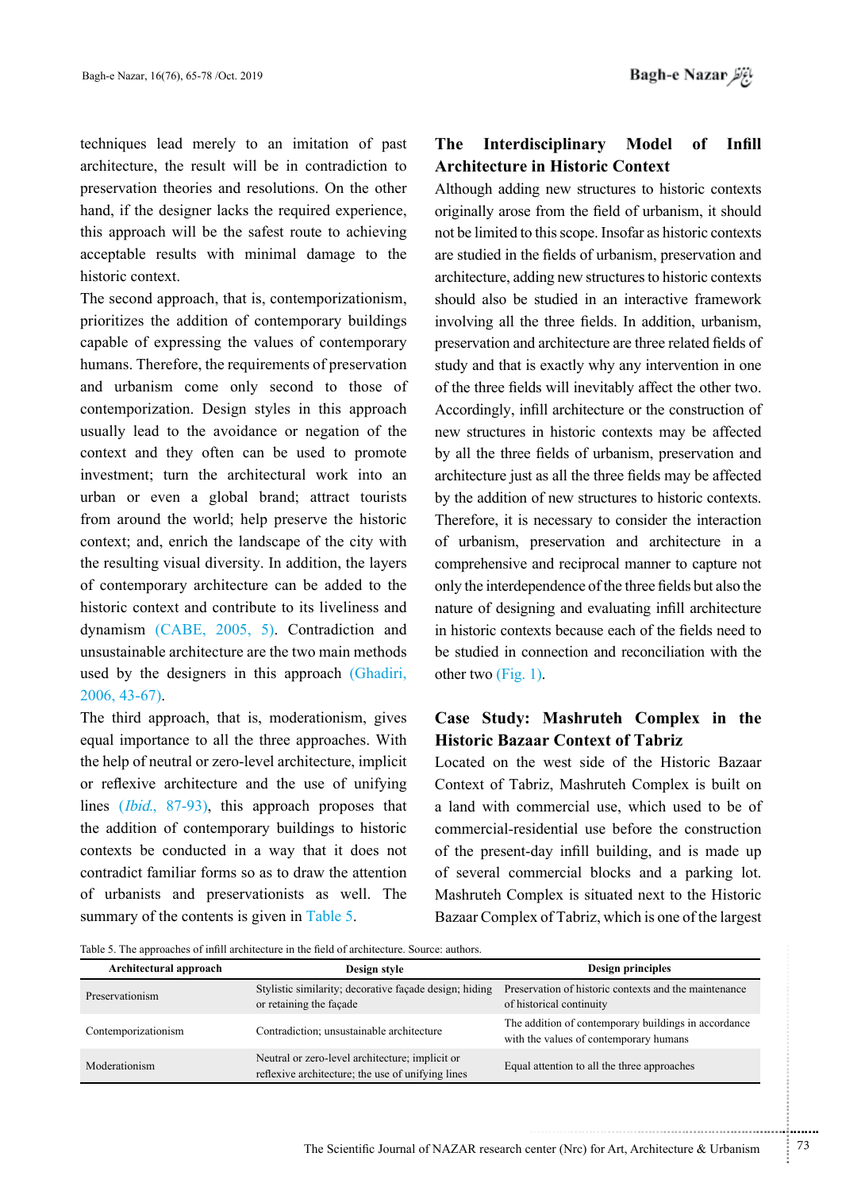techniques lead merely to an imitation of past architecture, the result will be in contradiction to preservation theories and resolutions. On the other hand, if the designer lacks the required experience, this approach will be the safest route to achieving acceptable results with minimal damage to the historic context.

The second approach, that is, contemporizationism, prioritizes the addition of contemporary buildings capable of expressing the values of contemporary humans. Therefore, the requirements of preservation and urbanism come only second to those of contemporization. Design styles in this approach usually lead to the avoidance or negation of the context and they often can be used to promote investment; turn the architectural work into an urban or even a global brand; attract tourists from around the world; help preserve the historic context; and, enrich the landscape of the city with the resulting visual diversity. In addition, the layers of contemporary architecture can be added to the historic context and contribute to its liveliness and dynamism (CABE, 2005, 5). Contradiction and unsustainable architecture are the two main methods used by the designers in this approach (Ghadiri, 2006, 43-67).

The third approach, that is, moderationism, gives equal importance to all the three approaches. With the help of neutral or zero-level architecture, implicit or reflexive architecture and the use of unifying lines (*Ibid.*, 87-93), this approach proposes that the addition of contemporary buildings to historic contexts be conducted in a way that it does not contradict familiar forms so as to draw the attention of urbanists and preservationists as well. The summary of the contents is given in Table 5.

## The Interdisciplinary Model of Infill Architecture in Historic Context

Although adding new structures to historic contexts originally arose from the field of urbanism, it should not be limited to this scope. Insofar as historic contexts are studied in the fields of urbanism, preservation and architecture, adding new structures to historic contexts should also be studied in an interactive framework involving all the three fields. In addition, urbanism, preservation and architecture are three related fields of study and that is exactly why any intervention in one of the three fields will inevitably affect the other two. Accordingly, infill architecture or the construction of new structures in historic contexts may be affected by all the three fields of urbanism, preservation and architecture just as all the three fields may be affected by the addition of new structures to historic contexts. Therefore, it is necessary to consider the interaction of urbanism, preservation and architecture in a comprehensive and reciprocal manner to capture not only the interdependence of the three fields but also the nature of designing and evaluating infill architecture in historic contexts because each of the fields need to be studied in connection and reconciliation with the other two (Fig. 1).

## Case Study: Mashruteh Complex in the Historic Bazaar Context of Tabriz

Located on the west side of the Historic Bazaar Context of Tabriz, Mashruteh Complex is built on a land with commercial use, which used to be of commercial-residential use before the construction of the present-day infill building, and is made up of several commercial blocks and a parking lot. Mashruteh Complex is situated next to the Historic Bazaar Complex of Tabriz, which is one of the largest

Table 5. The approaches of infill architecture in the field of architecture. Source: authors.

| Architectural approach | Design style | Design principles |
|---|---|---|
| Preservationism | Stylistic similarity; decorative façade design; hiding or retaining the façade | Preservation of historic contexts and the maintenance of historical continuity |
| Contemporizationism | Contradiction; unsustainable architecture | The addition of contemporary buildings in accordance with the values of contemporary humans |
| Moderationism | Neutral or zero-level architecture; implicit or reflexive architecture; the use of unifying lines | Equal attention to all the three approaches |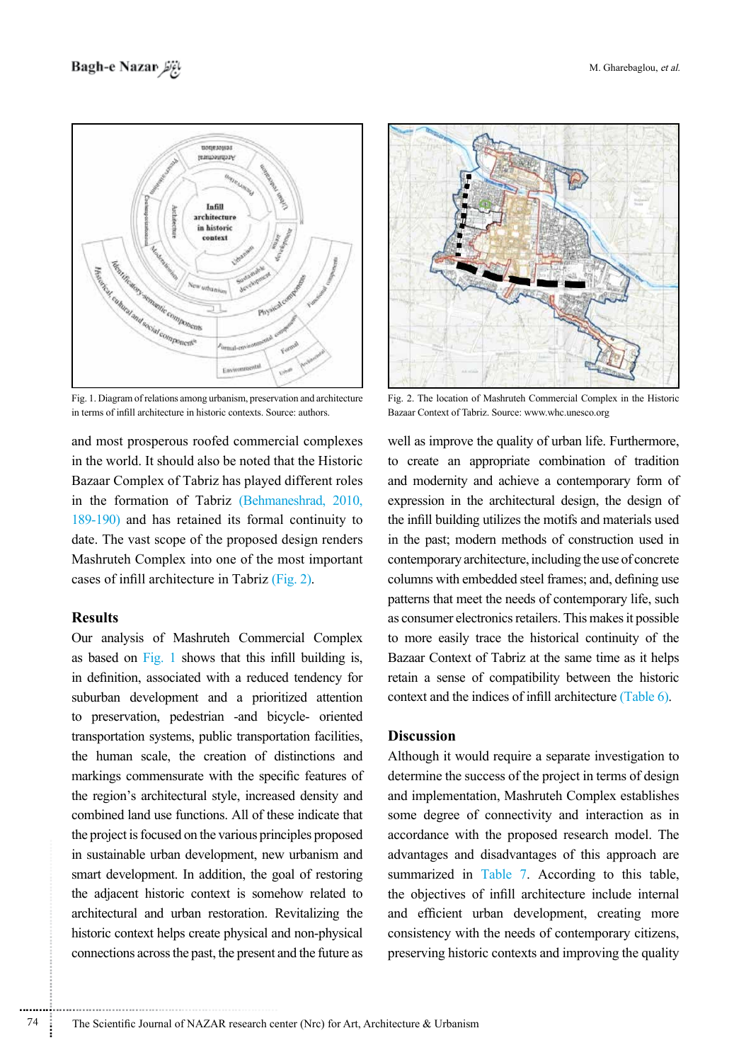Fig. 1. Diagram of relations among urbanism, preservation and architecture in terms of infill architecture in historic contexts. Source: authors.

Fig. 2. The location of Mashruteh Commercial Complex in the Historic Bazaar Context of Tabriz. Source: www.whc.unesco.org

and most prosperous roofed commercial complexes in the world. It should also be noted that the Historic Bazaar Complex of Tabriz has played different roles in the formation of Tabriz (Behmaneshrad, 2010, 189-190) and has retained its formal continuity to date. The vast scope of the proposed design renders Mashruteh Complex into one of the most important cases of infill architecture in Tabriz (Fig. 2).

## Results

Our analysis of Mashruteh Commercial Complex as based on Fig. 1 shows that this infill building is, in definition, associated with a reduced tendency for suburban development and a prioritized attention to preservation, pedestrian -and bicycle- oriented transportation systems, public transportation facilities, the human scale, the creation of distinctions and markings commensurate with the specific features of the region's architectural style, increased density and combined land use functions. All of these indicate that the project is focused on the various principles proposed in sustainable urban development, new urbanism and smart development. In addition, the goal of restoring the adjacent historic context is somehow related to architectural and urban restoration. Revitalizing the historic context helps create physical and non-physical connections across the past, the present and the future as well as improve the quality of urban life. Furthermore, to create an appropriate combination of tradition and modernity and achieve a contemporary form of expression in the architectural design, the design of the infill building utilizes the motifs and materials used in the past; modern methods of construction used in contemporary architecture, including the use of concrete columns with embedded steel frames; and, defining use patterns that meet the needs of contemporary life, such as consumer electronics retailers. This makes it possible to more easily trace the historical continuity of the Bazaar Context of Tabriz at the same time as it helps retain a sense of compatibility between the historic context and the indices of infill architecture (Table 6).

## Discussion

Although it would require a separate investigation to determine the success of the project in terms of design and implementation, Mashruteh Complex establishes some degree of connectivity and interaction as in accordance with the proposed research model. The advantages and disadvantages of this approach are summarized in Table 7. According to this table, the objectives of infill architecture include internal and efficient urban development, creating more consistency with the needs of contemporary citizens, preserving historic contexts and improving the quality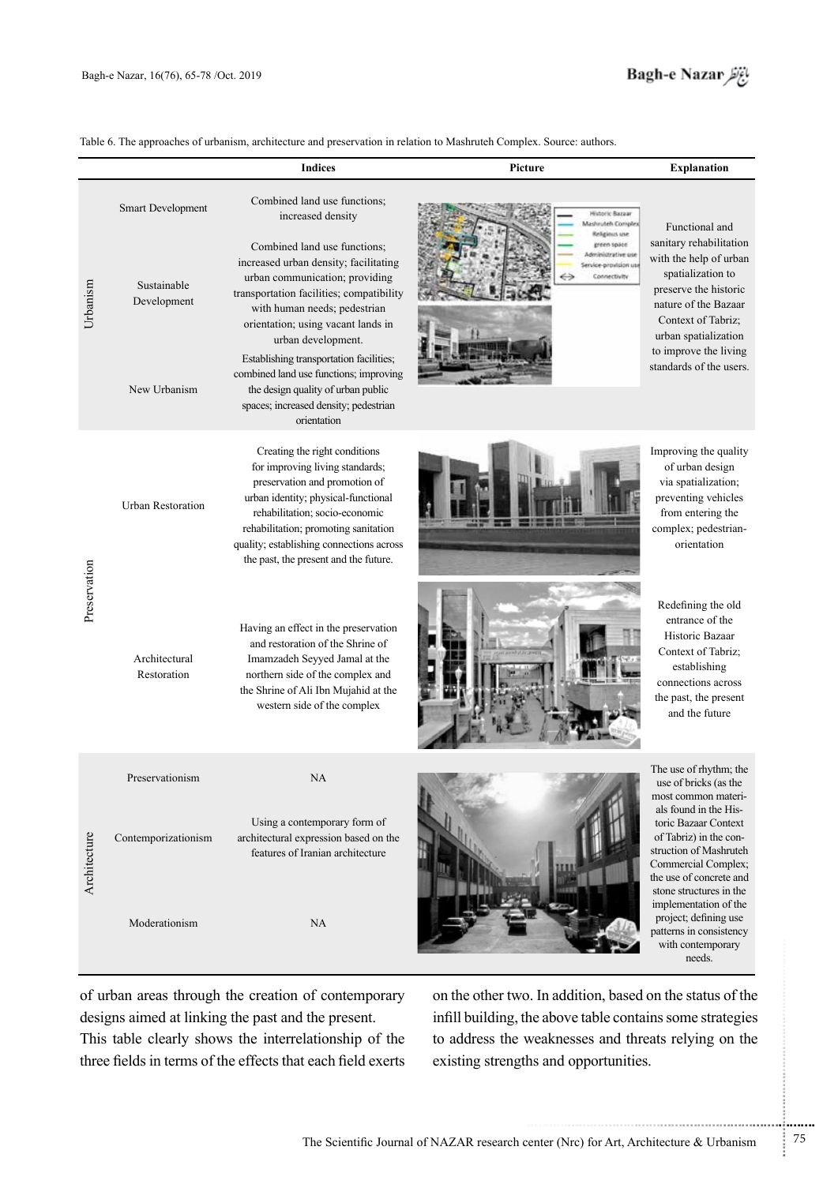Table 6. The approaches of urbanism, architecture and preservation in relation to Mashruteh Complex. Source: authors.

| | | Indices | Picture | Explanation |
|---|---|---|---|---|
| Urbanism | Smart Development | Combined land use functions; increased density | | Functional and sanitary rehabilitation with the help of urban spatialization to preserve the historic nature of the Bazaar Context of Tabriz; urban spatialization to improve the living standards of the users. |
| | Sustainable Development | Combined land use functions; increased urban density; facilitating urban communication; providing transportation facilities; compatibility with human needs; pedestrian orientation; using vacant lands in urban development. | | |
| | New Urbanism | Establishing transportation facilities; combined land use functions; improving the design quality of urban public spaces; increased density; pedestrian orientation | | |
| Preservation | Urban Restoration | Creating the right conditions for improving living standards; preservation and promotion of urban identity; physical-functional rehabilitation; socio-economic rehabilitation; promoting sanitation quality; establishing connections across the past, the present and the future. | | Improving the quality of urban design via spatialization; preventing vehicles from entering the complex; pedestrian-orientation |
| | Architectural Restoration | Having an effect in the preservation and restoration of the Shrine of Imamzadeh Seyyed Jamal at the northern side of the complex and the Shrine of Ali Ibn Mujahid at the western side of the complex | | Redefining the old entrance of the Historic Bazaar Context of Tabriz; establishing connections across the past, the present and the future |
| Architecture | Preservationism | NA | | The use of rhythm; the use of bricks (as the most common materials found in the Historic Bazaar Context of Tabriz) in the construction of Mashruteh Commercial Complex; the use of concrete and stone structures in the implementation of the project; defining use patterns in consistency with contemporary needs. |
| | Contemporizationism | Using a contemporary form of architectural expression based on the features of Iranian architecture | | |
| | Moderationism | NA | | |

of urban areas through the creation of contemporary designs aimed at linking the past and the present.
This table clearly shows the interrelationship of the three fields in terms of the effects that each field exerts on the other two. In addition, based on the status of the infill building, the above table contains some strategies to address the weaknesses and threats relying on the existing strengths and opportunities.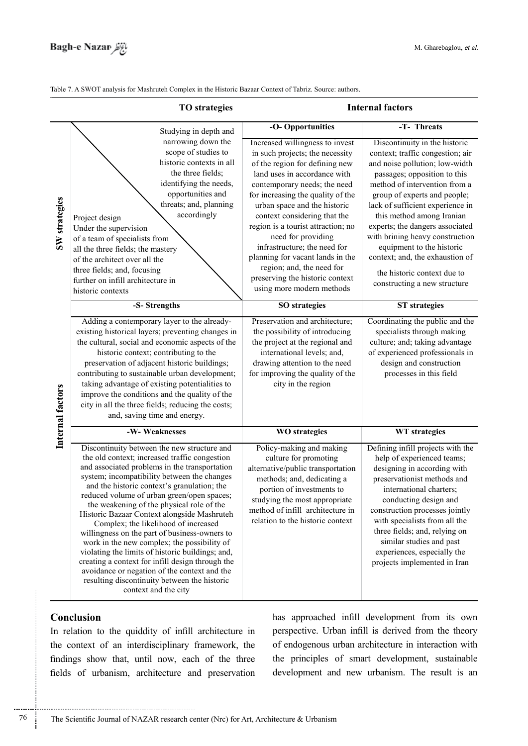Table 7. A SWOT analysis for Mashruteh Complex in the Historic Bazaar Context of Tabriz. Source: authors.

| | TO strategies | Internal factors | |
|---|---|---|---|
| SW strategies | Studying in depth and narrowing down the scope of studies to historic contexts in all the three fields; identifying the needs, opportunities and threats; and, planning accordingly / Project design Under the supervision of a team of specialists from all the three fields; the mastery of the architect over all the three fields; and, focusing further on infill architecture in historic contexts | **-O- Opportunities** | **-T- Threats** |
| | | Increased willingness to invest in such projects; the necessity of the region for defining new land uses in accordance with contemporary needs; the need for increasing the quality of the urban space and the historic context considering that the region is a tourist attraction; no need for providing infrastructure; the need for planning for vacant lands in the region; and, the need for preserving the historic context using more modern methods | Discontinuity in the historic context; traffic congestion; air and noise pollution; low-width passages; opposition to this method of intervention from a group of experts and people; lack of sufficient experience in this method among Iranian experts; the dangers associated with brining heavy construction equipment to the historic context; and, the exhaustion of the historic context due to constructing a new structure |
| Internal factors | **-S- Strengths** | **SO strategies** | **ST strategies** |
| | Adding a contemporary layer to the already-existing historical layers; preventing changes in the cultural, social and economic aspects of the historic context; contributing to the preservation of adjacent historic buildings; contributing to sustainable urban development; taking advantage of existing potentialities to improve the conditions and the quality of the city in all the three fields; reducing the costs; and, saving time and energy. | Preservation and architecture; the possibility of introducing the project at the regional and international levels; and, drawing attention to the need for improving the quality of the city in the region | Coordinating the public and the specialists through making culture; and; taking advantage of experienced professionals in design and construction processes in this field |
| | **-W- Weaknesses** | **WO strategies** | **WT strategies** |
| | Discontinuity between the new structure and the old context; increased traffic congestion and associated problems in the transportation system; incompatibility between the changes and the historic context's granulation; the reduced volume of urban green/open spaces; the weakening of the physical role of the Historic Bazaar Context alongside Mashruteh Complex; the likelihood of increased willingness on the part of business-owners to work in the new complex; the possibility of violating the limits of historic buildings; and, creating a context for infill design through the avoidance or negation of the context and the resulting discontinuity between the historic context and the city | Policy-making and making culture for promoting alternative/public transportation methods; and, dedicating a portion of investments to studying the most appropriate method of infill architecture in relation to the historic context | Defining infill projects with the help of experienced teams; designing in according with preservationist methods and international charters; conducting design and construction processes jointly with specialists from all the three fields; and, relying on similar studies and past experiences, especially the projects implemented in Iran |

## Conclusion

In relation to the quiddity of infill architecture in the context of an interdisciplinary framework, the findings show that, until now, each of the three fields of urbanism, architecture and preservation has approached infill development from its own perspective. Urban infill is derived from the theory of endogenous urban architecture in interaction with the principles of smart development, sustainable development and new urbanism. The result is an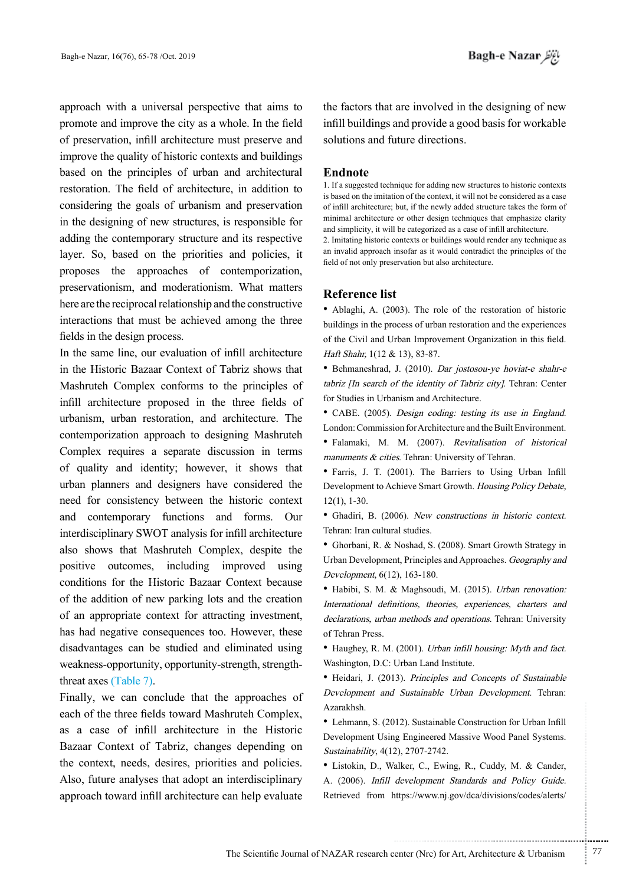approach with a universal perspective that aims to promote and improve the city as a whole. In the field of preservation, infill architecture must preserve and improve the quality of historic contexts and buildings based on the principles of urban and architectural restoration. The field of architecture, in addition to considering the goals of urbanism and preservation in the designing of new structures, is responsible for adding the contemporary structure and its respective layer. So, based on the priorities and policies, it proposes the approaches of contemporization, preservationism, and moderationism. What matters here are the reciprocal relationship and the constructive interactions that must be achieved among the three fields in the design process.

In the same line, our evaluation of infill architecture in the Historic Bazaar Context of Tabriz shows that Mashruteh Complex conforms to the principles of infill architecture proposed in the three fields of urbanism, urban restoration, and architecture. The contemporization approach to designing Mashruteh Complex requires a separate discussion in terms of quality and identity; however, it shows that urban planners and designers have considered the need for consistency between the historic context and contemporary functions and forms. Our interdisciplinary SWOT analysis for infill architecture also shows that Mashruteh Complex, despite the positive outcomes, including improved using conditions for the Historic Bazaar Context because of the addition of new parking lots and the creation of an appropriate context for attracting investment, has had negative consequences too. However, these disadvantages can be studied and eliminated using weakness-opportunity, opportunity-strength, strength-threat axes (Table 7).

Finally, we can conclude that the approaches of each of the three fields toward Mashruteh Complex, as a case of infill architecture in the Historic Bazaar Context of Tabriz, changes depending on the context, needs, desires, priorities and policies. Also, future analyses that adopt an interdisciplinary approach toward infill architecture can help evaluate the factors that are involved in the designing of new infill buildings and provide a good basis for workable solutions and future directions.

## Endnote

1. If a suggested technique for adding new structures to historic contexts is based on the imitation of the context, it will not be considered as a case of infill architecture; but, if the newly added structure takes the form of minimal architecture or other design techniques that emphasize clarity and simplicity, it will be categorized as a case of infill architecture.
2. Imitating historic contexts or buildings would render any technique as an invalid approach insofar as it would contradict the principles of the field of not only preservation but also architecture.

## Reference list

- Ablaghi, A. (2003). The role of the restoration of historic buildings in the process of urban restoration and the experiences of the Civil and Urban Improvement Organization in this field. *Haft Shahr*, 1(12 & 13), 83-87.
- Behmaneshrad, J. (2010). *Dar jostosou-ye hoviat-e shahr-e tabriz [In search of the identity of Tabriz city]*. Tehran: Center for Studies in Urbanism and Architecture.
- CABE. (2005). *Design coding: testing its use in England*. London: Commission for Architecture and the Built Environment.
- Falamaki, M. M. (2007). *Revitalisation of historical manuments & cities*. Tehran: University of Tehran.
- Farris, J. T. (2001). The Barriers to Using Urban Infill Development to Achieve Smart Growth. *Housing Policy Debate*, 12(1), 1-30.
- Ghadiri, B. (2006). *New constructions in historic context*. Tehran: Iran cultural studies.
- Ghorbani, R. & Noshad, S. (2008). Smart Growth Strategy in Urban Development, Principles and Approaches. *Geography and Development*, 6(12), 163-180.
- Habibi, S. M. & Maghsoudi, M. (2015). *Urban renovation: International definitions, theories, experiences, charters and declarations, urban methods and operations*. Tehran: University of Tehran Press.
- Haughey, R. M. (2001). *Urban infill housing: Myth and fact*. Washington, D.C: Urban Land Institute.
- Heidari, J. (2013). *Principles and Concepts of Sustainable Development and Sustainable Urban Development*. Tehran: Azarakhsh.
- Lehmann, S. (2012). Sustainable Construction for Urban Infill Development Using Engineered Massive Wood Panel Systems. *Sustainability*, 4(12), 2707-2742.
- Listokin, D., Walker, C., Ewing, R., Cuddy, M. & Cander, A. (2006). *Infill development Standards and Policy Guide*. Retrieved from https://www.nj.gov/dca/divisions/codes/alerts/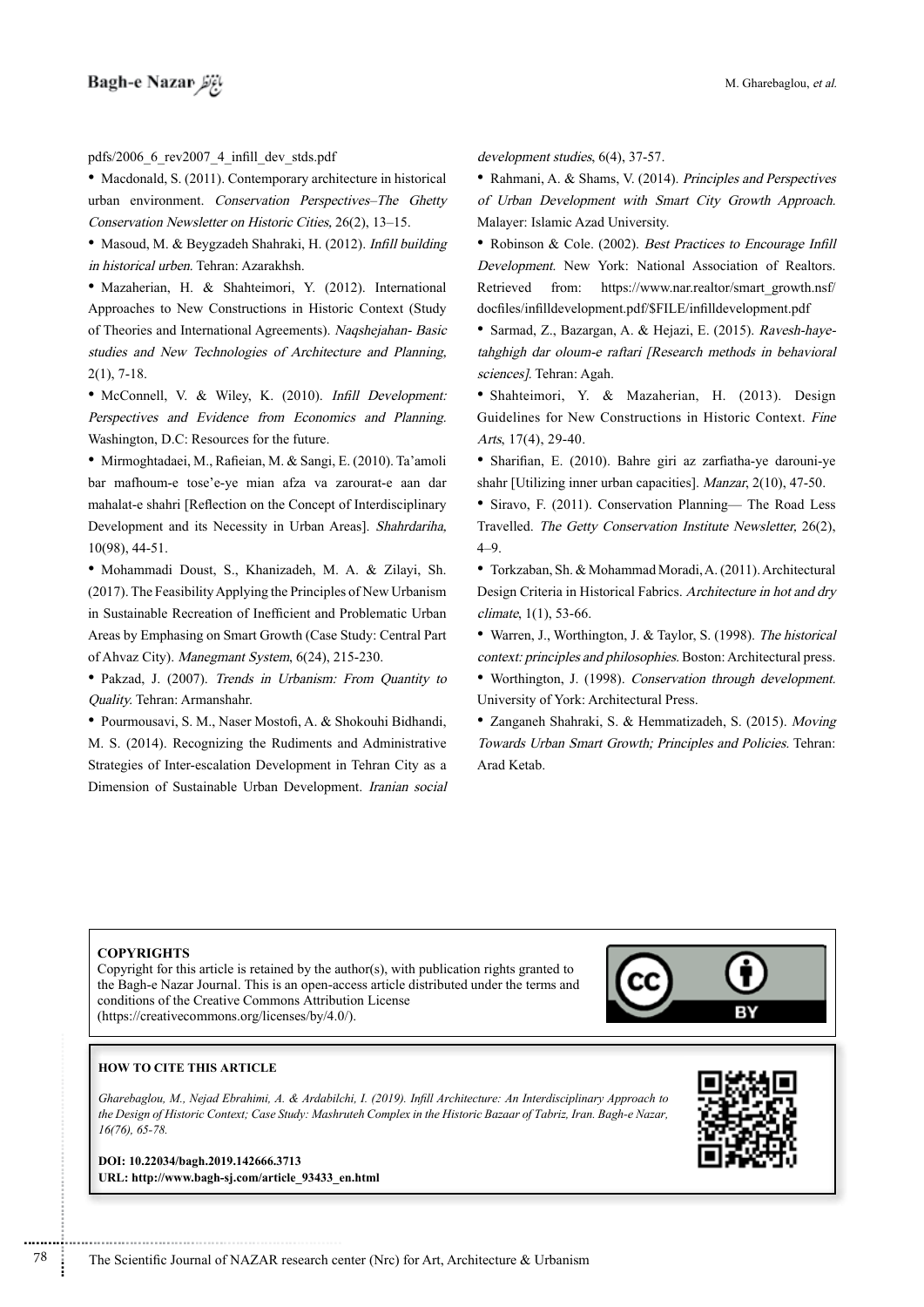pdfs/2006_6_rev2007_4_infill_dev_stds.pdf

- Macdonald, S. (2011). Contemporary architecture in historical urban environment. *Conservation Perspectives–The Ghetty Conservation Newsletter on Historic Cities*, 26(2), 13–15.
- Masoud, M. & Beygzadeh Shahraki, H. (2012). *Infill building in historical urben*. Tehran: Azarakhsh.
- Mazaherian, H. & Shahteimori, Y. (2012). International Approaches to New Constructions in Historic Context (Study of Theories and International Agreements). *Naqshejahan- Basic studies and New Technologies of Architecture and Planning*, 2(1), 7-18.
- McConnell, V. & Wiley, K. (2010). *Infill Development: Perspectives and Evidence from Economics and Planning*. Washington, D.C: Resources for the future.
- Mirmoghtadaei, M., Rafieian, M. & Sangi, E. (2010). Ta'amoli bar mafhoum-e tose'e-ye mian afza va zarourat-e aan dar mahalat-e shahri [Reflection on the Concept of Interdisciplinary Development and its Necessity in Urban Areas]. *Shahrdariha*, 10(98), 44-51.
- Mohammadi Doust, S., Khanizadeh, M. A. & Zilayi, Sh. (2017). The Feasibility Applying the Principles of New Urbanism in Sustainable Recreation of Inefficient and Problematic Urban Areas by Emphasing on Smart Growth (Case Study: Central Part of Ahvaz City). *Manegmant System*, 6(24), 215-230.
- Pakzad, J. (2007). *Trends in Urbanism: From Quantity to Quality*. Tehran: Armanshahr.
- Pourmousavi, S. M., Naser Mostofi, A. & Shokouhi Bidhandi, M. S. (2014). Recognizing the Rudiments and Administrative Strategies of Inter-escalation Development in Tehran City as a Dimension of Sustainable Urban Development. *Iranian social development studies*, 6(4), 37-57.
- Rahmani, A. & Shams, V. (2014). *Principles and Perspectives of Urban Development with Smart City Growth Approach*. Malayer: Islamic Azad University.
- Robinson & Cole. (2002). *Best Practices to Encourage Infill Development*. New York: National Association of Realtors. Retrieved from: https://www.nar.realtor/smart_growth.nsf/docfiles/infilldevelopment.pdf/$FILE/infilldevelopment.pdf
- Sarmad, Z., Bazargan, A. & Hejazi, E. (2015). *Ravesh-haye-tahghigh dar oloum-e raftari [Research methods in behavioral sciences]*. Tehran: Agah.
- Shahteimori, Y. & Mazaherian, H. (2013). Design Guidelines for New Constructions in Historic Context. *Fine Arts*, 17(4), 29-40.
- Sharifian, E. (2010). Bahre giri az zarfiatha-ye darouni-ye shahr [Utilizing inner urban capacities]. *Manzar*, 2(10), 47-50.
- Siravo, F. (2011). Conservation Planning— The Road Less Travelled. *The Getty Conservation Institute Newsletter*, 26(2), 4–9.
- Torkzaban, Sh. & Mohammad Moradi, A. (2011). Architectural Design Criteria in Historical Fabrics. *Architecture in hot and dry climate*, 1(1), 53-66.
- Warren, J., Worthington, J. & Taylor, S. (1998). *The historical context: principles and philosophies*. Boston: Architectural press.
- Worthington, J. (1998). *Conservation through development*. University of York: Architectural Press.
- Zanganeh Shahraki, S. & Hemmatizadeh, S. (2015). *Moving Towards Urban Smart Growth; Principles and Policies*. Tehran: Arad Ketab.

**COPYRIGHTS**

Copyright for this article is retained by the author(s), with publication rights granted to the Bagh-e Nazar Journal. This is an open-access article distributed under the terms and conditions of the Creative Commons Attribution License (https://creativecommons.org/licenses/by/4.0/).

**HOW TO CITE THIS ARTICLE**

*Gharebaglou, M., Nejad Ebrahimi, A. & Ardabilchi, I. (2019). Infill Architecture: An Interdisciplinary Approach to the Design of Historic Context; Case Study: Mashruteh Complex in the Historic Bazaar of Tabriz, Iran. Bagh-e Nazar, 16(76), 65-78.*

**DOI: 10.22034/bagh.2019.142666.3713**
**URL: http://www.bagh-sj.com/article_93433_en.html**